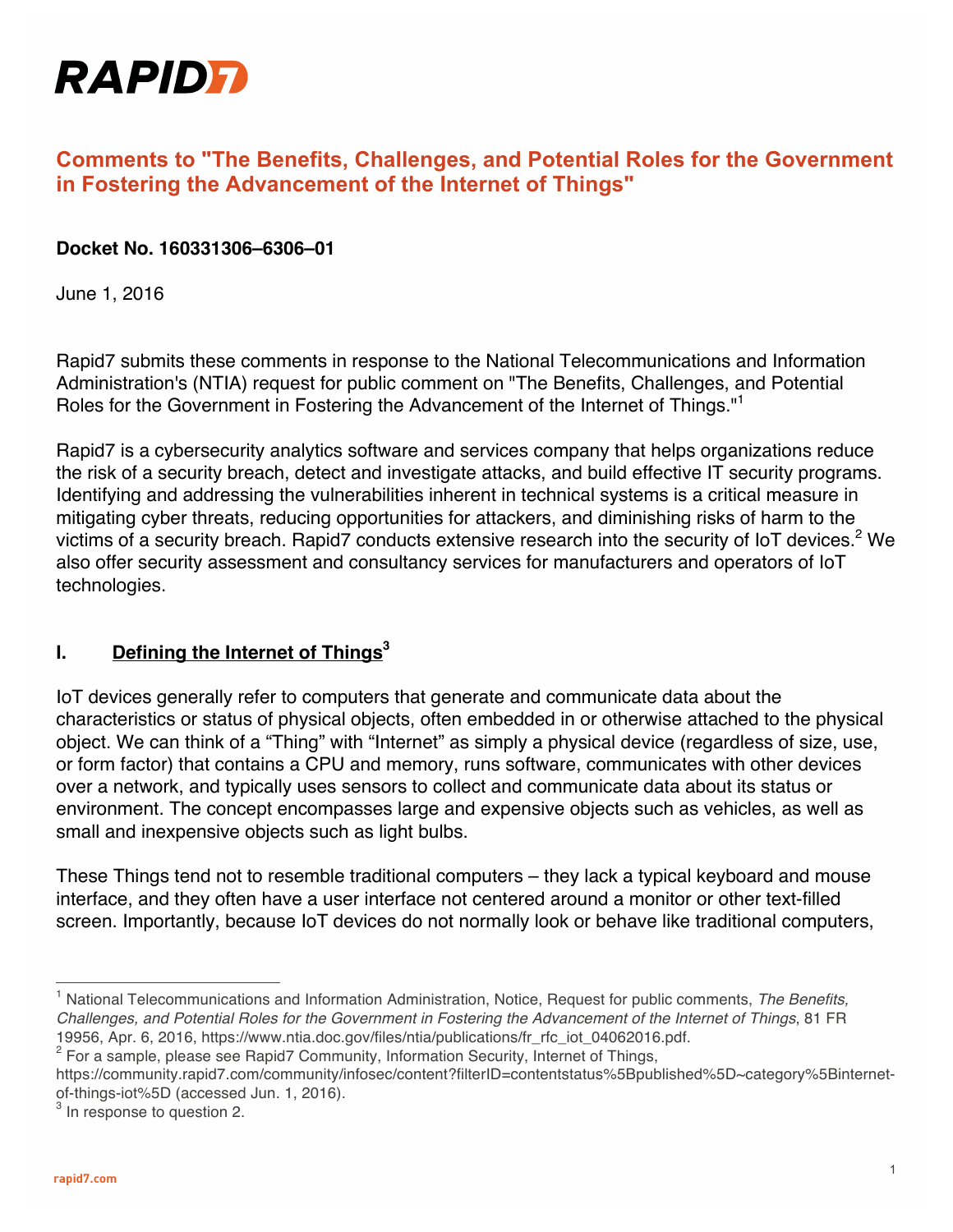RAPID7

# Comments to "The Benefits, Challenges, and Potential Roles for the Government in Fostering the Advancement of the Internet of Things"

**Docket No. 160331306–6306–01**

June 1, 2016

Rapid7 submits these comments in response to the National Telecommunications and Information Administration's (NTIA) request for public comment on "The Benefits, Challenges, and Potential Roles for the Government in Fostering the Advancement of the Internet of Things."[1]

Rapid7 is a cybersecurity analytics software and services company that helps organizations reduce the risk of a security breach, detect and investigate attacks, and build effective IT security programs. Identifying and addressing the vulnerabilities inherent in technical systems is a critical measure in mitigating cyber threats, reducing opportunities for attackers, and diminishing risks of harm to the victims of a security breach. Rapid7 conducts extensive research into the security of IoT devices.[2] We also offer security assessment and consultancy services for manufacturers and operators of IoT technologies.

## I. Defining the Internet of Things[3]

IoT devices generally refer to computers that generate and communicate data about the characteristics or status of physical objects, often embedded in or otherwise attached to the physical object. We can think of a "Thing" with "Internet" as simply a physical device (regardless of size, use, or form factor) that contains a CPU and memory, runs software, communicates with other devices over a network, and typically uses sensors to collect and communicate data about its status or environment. The concept encompasses large and expensive objects such as vehicles, as well as small and inexpensive objects such as light bulbs.

These Things tend not to resemble traditional computers – they lack a typical keyboard and mouse interface, and they often have a user interface not centered around a monitor or other text-filled screen. Importantly, because IoT devices do not normally look or behave like traditional computers,

---

[1] National Telecommunications and Information Administration, Notice, Request for public comments, *The Benefits, Challenges, and Potential Roles for the Government in Fostering the Advancement of the Internet of Things*, 81 FR 19956, Apr. 6, 2016, https://www.ntia.doc.gov/files/ntia/publications/fr_rfc_iot_04062016.pdf.

[2] For a sample, please see Rapid7 Community, Information Security, Internet of Things, https://community.rapid7.com/community/infosec/content?filterID=contentstatus%5Bpublished%5D~category%5Binternet-of-things-iot%5D (accessed Jun. 1, 2016).

[3] In response to question 2.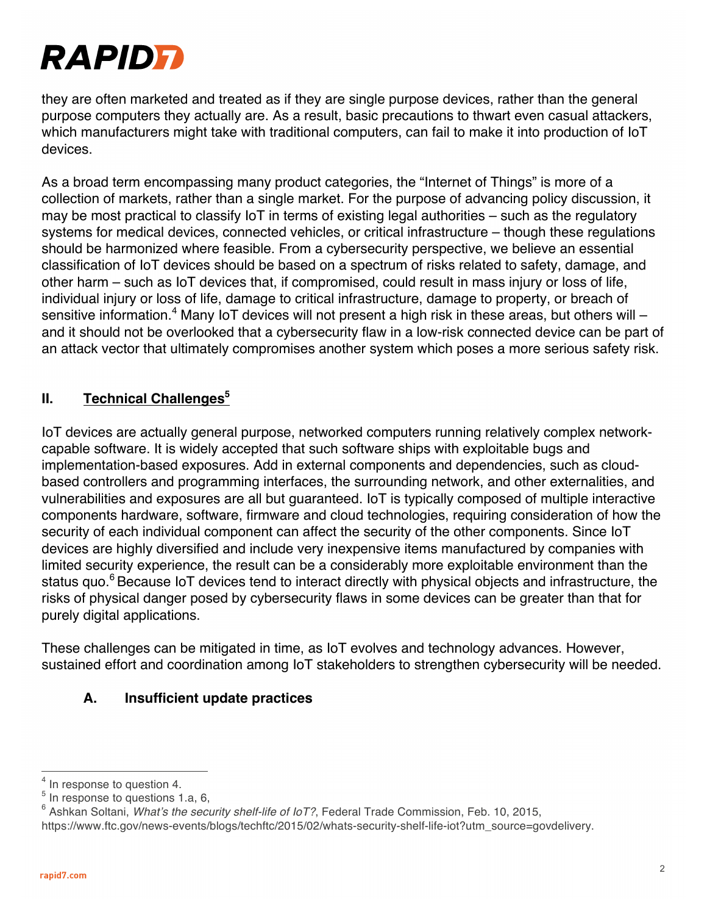they are often marketed and treated as if they are single purpose devices, rather than the general purpose computers they actually are. As a result, basic precautions to thwart even casual attackers, which manufacturers might take with traditional computers, can fail to make it into production of IoT devices.

As a broad term encompassing many product categories, the "Internet of Things" is more of a collection of markets, rather than a single market. For the purpose of advancing policy discussion, it may be most practical to classify IoT in terms of existing legal authorities – such as the regulatory systems for medical devices, connected vehicles, or critical infrastructure – though these regulations should be harmonized where feasible. From a cybersecurity perspective, we believe an essential classification of IoT devices should be based on a spectrum of risks related to safety, damage, and other harm – such as IoT devices that, if compromised, could result in mass injury or loss of life, individual injury or loss of life, damage to critical infrastructure, damage to property, or breach of sensitive information.[4] Many IoT devices will not present a high risk in these areas, but others will – and it should not be overlooked that a cybersecurity flaw in a low-risk connected device can be part of an attack vector that ultimately compromises another system which poses a more serious safety risk.

## II. Technical Challenges[5]

IoT devices are actually general purpose, networked computers running relatively complex network-capable software. It is widely accepted that such software ships with exploitable bugs and implementation-based exposures. Add in external components and dependencies, such as cloud-based controllers and programming interfaces, the surrounding network, and other externalities, and vulnerabilities and exposures are all but guaranteed. IoT is typically composed of multiple interactive components hardware, software, firmware and cloud technologies, requiring consideration of how the security of each individual component can affect the security of the other components. Since IoT devices are highly diversified and include very inexpensive items manufactured by companies with limited security experience, the result can be a considerably more exploitable environment than the status quo.[6] Because IoT devices tend to interact directly with physical objects and infrastructure, the risks of physical danger posed by cybersecurity flaws in some devices can be greater than that for purely digital applications.

These challenges can be mitigated in time, as IoT evolves and technology advances. However, sustained effort and coordination among IoT stakeholders to strengthen cybersecurity will be needed.

### A. Insufficient update practices

---

[4] In response to question 4.

[5] In response to questions 1.a, 6,

[6] Ashkan Soltani, *What's the security shelf-life of IoT?*, Federal Trade Commission, Feb. 10, 2015, https://www.ftc.gov/news-events/blogs/techftc/2015/02/whats-security-shelf-life-iot?utm_source=govdelivery.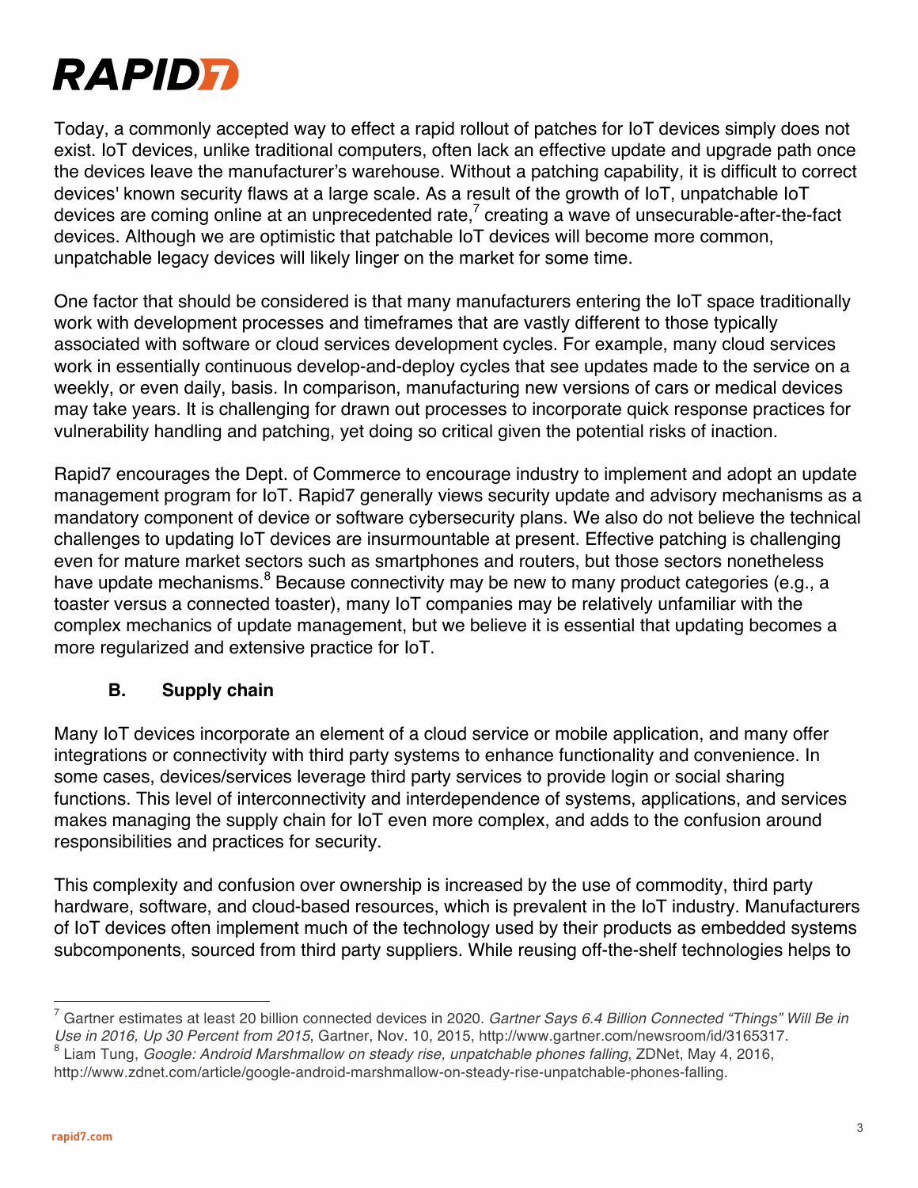Today, a commonly accepted way to effect a rapid rollout of patches for IoT devices simply does not exist. IoT devices, unlike traditional computers, often lack an effective update and upgrade path once the devices leave the manufacturer's warehouse. Without a patching capability, it is difficult to correct devices' known security flaws at a large scale. As a result of the growth of IoT, unpatchable IoT devices are coming online at an unprecedented rate,[7] creating a wave of unsecurable-after-the-fact devices. Although we are optimistic that patchable IoT devices will become more common, unpatchable legacy devices will likely linger on the market for some time.

One factor that should be considered is that many manufacturers entering the IoT space traditionally work with development processes and timeframes that are vastly different to those typically associated with software or cloud services development cycles. For example, many cloud services work in essentially continuous develop-and-deploy cycles that see updates made to the service on a weekly, or even daily, basis. In comparison, manufacturing new versions of cars or medical devices may take years. It is challenging for drawn out processes to incorporate quick response practices for vulnerability handling and patching, yet doing so critical given the potential risks of inaction.

Rapid7 encourages the Dept. of Commerce to encourage industry to implement and adopt an update management program for IoT. Rapid7 generally views security update and advisory mechanisms as a mandatory component of device or software cybersecurity plans. We also do not believe the technical challenges to updating IoT devices are insurmountable at present. Effective patching is challenging even for mature market sectors such as smartphones and routers, but those sectors nonetheless have update mechanisms.[8] Because connectivity may be new to many product categories (e.g., a toaster versus a connected toaster), many IoT companies may be relatively unfamiliar with the complex mechanics of update management, but we believe it is essential that updating becomes a more regularized and extensive practice for IoT.

### B. Supply chain

Many IoT devices incorporate an element of a cloud service or mobile application, and many offer integrations or connectivity with third party systems to enhance functionality and convenience. In some cases, devices/services leverage third party services to provide login or social sharing functions. This level of interconnectivity and interdependence of systems, applications, and services makes managing the supply chain for IoT even more complex, and adds to the confusion around responsibilities and practices for security.

This complexity and confusion over ownership is increased by the use of commodity, third party hardware, software, and cloud-based resources, which is prevalent in the IoT industry. Manufacturers of IoT devices often implement much of the technology used by their products as embedded systems subcomponents, sourced from third party suppliers. While reusing off-the-shelf technologies helps to

---

[7] Gartner estimates at least 20 billion connected devices in 2020. *Gartner Says 6.4 Billion Connected "Things" Will Be in Use in 2016, Up 30 Percent from 2015*, Gartner, Nov. 10, 2015, http://www.gartner.com/newsroom/id/3165317.

[8] Liam Tung, *Google: Android Marshmallow on steady rise, unpatchable phones falling*, ZDNet, May 4, 2016, http://www.zdnet.com/article/google-android-marshmallow-on-steady-rise-unpatchable-phones-falling.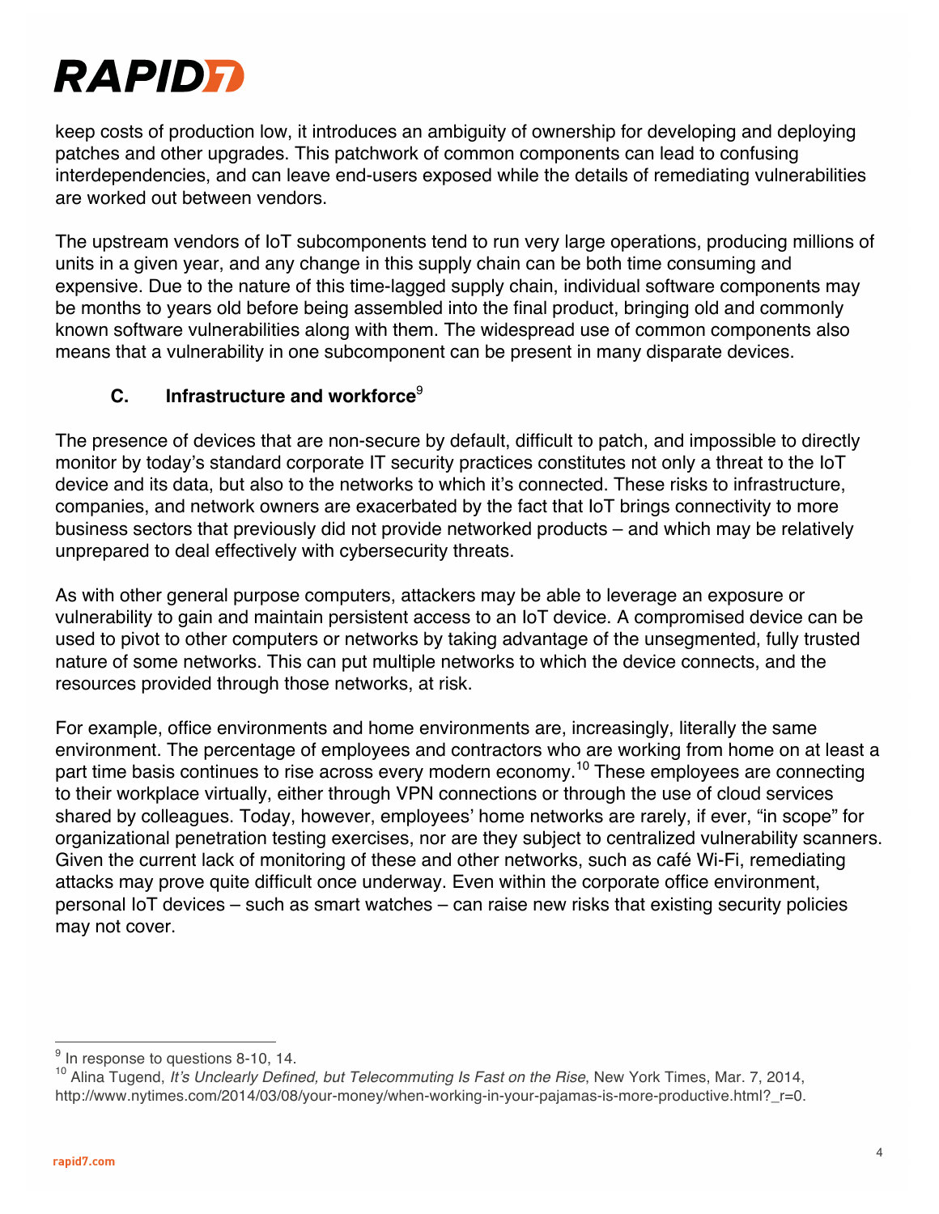keep costs of production low, it introduces an ambiguity of ownership for developing and deploying patches and other upgrades. This patchwork of common components can lead to confusing interdependencies, and can leave end-users exposed while the details of remediating vulnerabilities are worked out between vendors.

The upstream vendors of IoT subcomponents tend to run very large operations, producing millions of units in a given year, and any change in this supply chain can be both time consuming and expensive. Due to the nature of this time-lagged supply chain, individual software components may be months to years old before being assembled into the final product, bringing old and commonly known software vulnerabilities along with them. The widespread use of common components also means that a vulnerability in one subcomponent can be present in many disparate devices.

### C. Infrastructure and workforce[9]

The presence of devices that are non-secure by default, difficult to patch, and impossible to directly monitor by today's standard corporate IT security practices constitutes not only a threat to the IoT device and its data, but also to the networks to which it's connected. These risks to infrastructure, companies, and network owners are exacerbated by the fact that IoT brings connectivity to more business sectors that previously did not provide networked products – and which may be relatively unprepared to deal effectively with cybersecurity threats.

As with other general purpose computers, attackers may be able to leverage an exposure or vulnerability to gain and maintain persistent access to an IoT device. A compromised device can be used to pivot to other computers or networks by taking advantage of the unsegmented, fully trusted nature of some networks. This can put multiple networks to which the device connects, and the resources provided through those networks, at risk.

For example, office environments and home environments are, increasingly, literally the same environment. The percentage of employees and contractors who are working from home on at least a part time basis continues to rise across every modern economy.[10] These employees are connecting to their workplace virtually, either through VPN connections or through the use of cloud services shared by colleagues. Today, however, employees' home networks are rarely, if ever, "in scope" for organizational penetration testing exercises, nor are they subject to centralized vulnerability scanners. Given the current lack of monitoring of these and other networks, such as café Wi-Fi, remediating attacks may prove quite difficult once underway. Even within the corporate office environment, personal IoT devices – such as smart watches – can raise new risks that existing security policies may not cover.

---

[9] In response to questions 8-10, 14.

[10] Alina Tugend, *It's Unclearly Defined, but Telecommuting Is Fast on the Rise*, New York Times, Mar. 7, 2014, http://www.nytimes.com/2014/03/08/your-money/when-working-in-your-pajamas-is-more-productive.html?_r=0.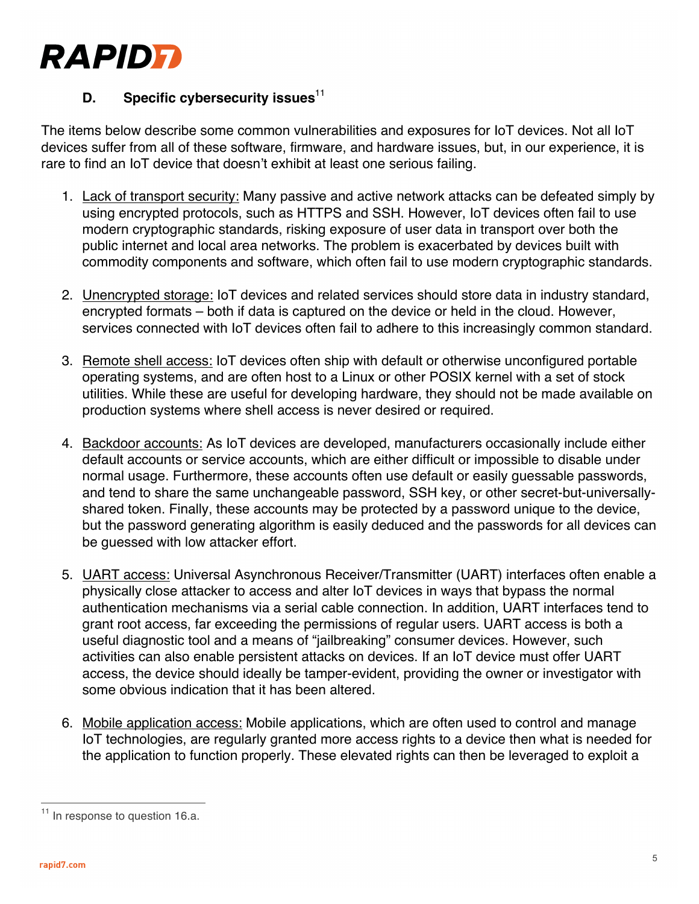### D. Specific cybersecurity issues[11]

The items below describe some common vulnerabilities and exposures for IoT devices. Not all IoT devices suffer from all of these software, firmware, and hardware issues, but, in our experience, it is rare to find an IoT device that doesn't exhibit at least one serious failing.

1. Lack of transport security: Many passive and active network attacks can be defeated simply by using encrypted protocols, such as HTTPS and SSH. However, IoT devices often fail to use modern cryptographic standards, risking exposure of user data in transport over both the public internet and local area networks. The problem is exacerbated by devices built with commodity components and software, which often fail to use modern cryptographic standards.

2. Unencrypted storage: IoT devices and related services should store data in industry standard, encrypted formats – both if data is captured on the device or held in the cloud. However, services connected with IoT devices often fail to adhere to this increasingly common standard.

3. Remote shell access: IoT devices often ship with default or otherwise unconfigured portable operating systems, and are often host to a Linux or other POSIX kernel with a set of stock utilities. While these are useful for developing hardware, they should not be made available on production systems where shell access is never desired or required.

4. Backdoor accounts: As IoT devices are developed, manufacturers occasionally include either default accounts or service accounts, which are either difficult or impossible to disable under normal usage. Furthermore, these accounts often use default or easily guessable passwords, and tend to share the same unchangeable password, SSH key, or other secret-but-universally-shared token. Finally, these accounts may be protected by a password unique to the device, but the password generating algorithm is easily deduced and the passwords for all devices can be guessed with low attacker effort.

5. UART access: Universal Asynchronous Receiver/Transmitter (UART) interfaces often enable a physically close attacker to access and alter IoT devices in ways that bypass the normal authentication mechanisms via a serial cable connection. In addition, UART interfaces tend to grant root access, far exceeding the permissions of regular users. UART access is both a useful diagnostic tool and a means of "jailbreaking" consumer devices. However, such activities can also enable persistent attacks on devices. If an IoT device must offer UART access, the device should ideally be tamper-evident, providing the owner or investigator with some obvious indication that it has been altered.

6. Mobile application access: Mobile applications, which are often used to control and manage IoT technologies, are regularly granted more access rights to a device then what is needed for the application to function properly. These elevated rights can then be leveraged to exploit a

[11] In response to question 16.a.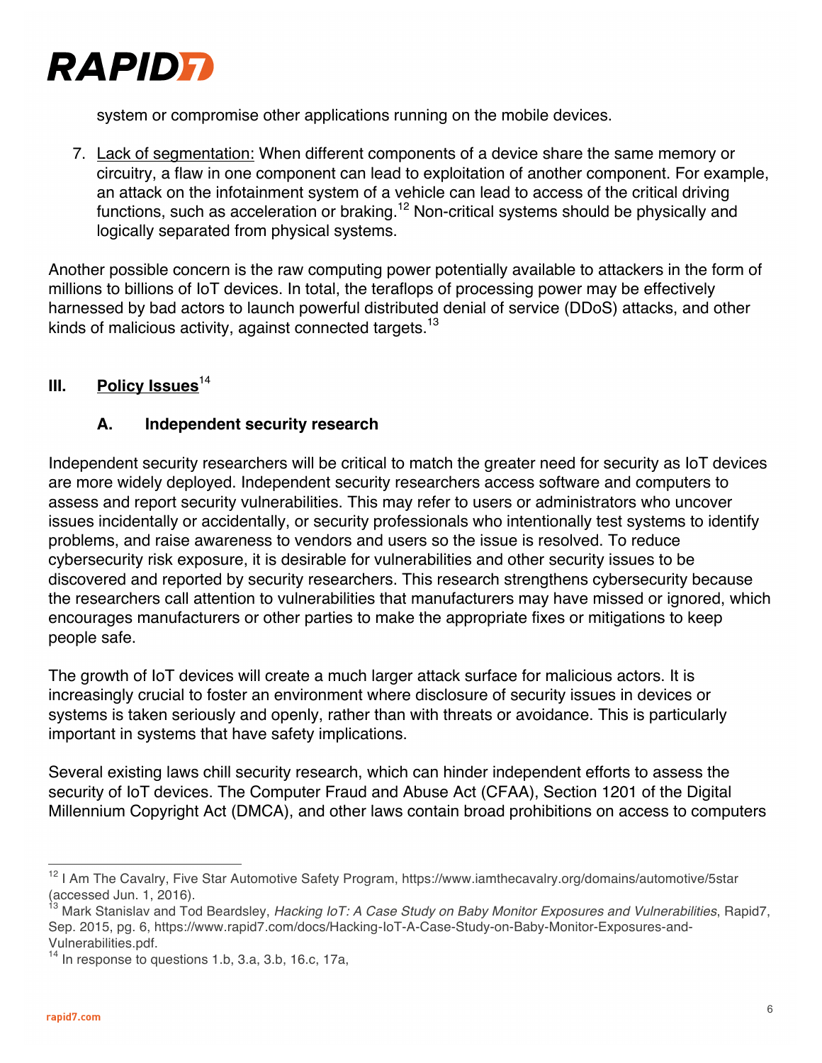system or compromise other applications running on the mobile devices.

7. Lack of segmentation: When different components of a device share the same memory or circuitry, a flaw in one component can lead to exploitation of another component. For example, an attack on the infotainment system of a vehicle can lead to access of the critical driving functions, such as acceleration or braking.[12] Non-critical systems should be physically and logically separated from physical systems.

Another possible concern is the raw computing power potentially available to attackers in the form of millions to billions of IoT devices. In total, the teraflops of processing power may be effectively harnessed by bad actors to launch powerful distributed denial of service (DDoS) attacks, and other kinds of malicious activity, against connected targets.[13]

## III. Policy Issues[14]

### A. Independent security research

Independent security researchers will be critical to match the greater need for security as IoT devices are more widely deployed. Independent security researchers access software and computers to assess and report security vulnerabilities. This may refer to users or administrators who uncover issues incidentally or accidentally, or security professionals who intentionally test systems to identify problems, and raise awareness to vendors and users so the issue is resolved. To reduce cybersecurity risk exposure, it is desirable for vulnerabilities and other security issues to be discovered and reported by security researchers. This research strengthens cybersecurity because the researchers call attention to vulnerabilities that manufacturers may have missed or ignored, which encourages manufacturers or other parties to make the appropriate fixes or mitigations to keep people safe.

The growth of IoT devices will create a much larger attack surface for malicious actors. It is increasingly crucial to foster an environment where disclosure of security issues in devices or systems is taken seriously and openly, rather than with threats or avoidance. This is particularly important in systems that have safety implications.

Several existing laws chill security research, which can hinder independent efforts to assess the security of IoT devices. The Computer Fraud and Abuse Act (CFAA), Section 1201 of the Digital Millennium Copyright Act (DMCA), and other laws contain broad prohibitions on access to computers

---

[12] I Am The Cavalry, Five Star Automotive Safety Program, https://www.iamthecavalry.org/domains/automotive/5star (accessed Jun. 1, 2016).

[13] Mark Stanislav and Tod Beardsley, *Hacking IoT: A Case Study on Baby Monitor Exposures and Vulnerabilities*, Rapid7, Sep. 2015, pg. 6, https://www.rapid7.com/docs/Hacking-IoT-A-Case-Study-on-Baby-Monitor-Exposures-and-Vulnerabilities.pdf.

[14] In response to questions 1.b, 3.a, 3.b, 16.c, 17a,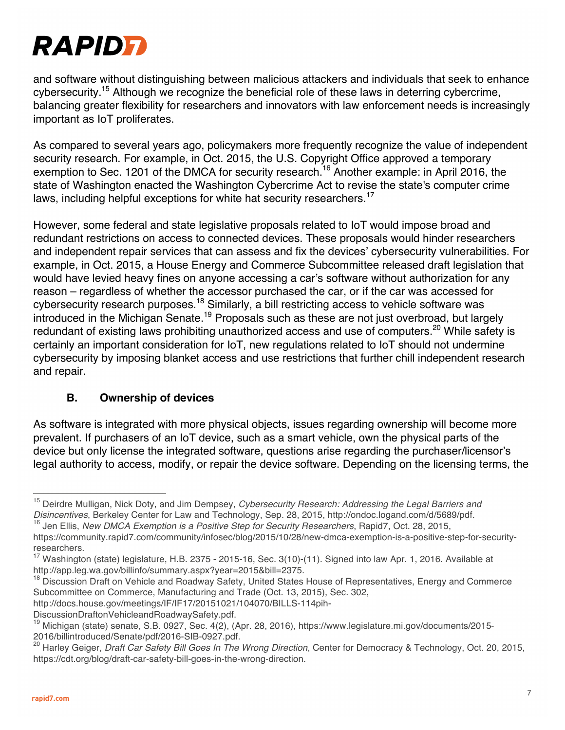and software without distinguishing between malicious attackers and individuals that seek to enhance cybersecurity.[15] Although we recognize the beneficial role of these laws in deterring cybercrime, balancing greater flexibility for researchers and innovators with law enforcement needs is increasingly important as IoT proliferates.

As compared to several years ago, policymakers more frequently recognize the value of independent security research. For example, in Oct. 2015, the U.S. Copyright Office approved a temporary exemption to Sec. 1201 of the DMCA for security research.[16] Another example: in April 2016, the state of Washington enacted the Washington Cybercrime Act to revise the state's computer crime laws, including helpful exceptions for white hat security researchers.[17]

However, some federal and state legislative proposals related to IoT would impose broad and redundant restrictions on access to connected devices. These proposals would hinder researchers and independent repair services that can assess and fix the devices' cybersecurity vulnerabilities. For example, in Oct. 2015, a House Energy and Commerce Subcommittee released draft legislation that would have levied heavy fines on anyone accessing a car's software without authorization for any reason – regardless of whether the accessor purchased the car, or if the car was accessed for cybersecurity research purposes.[18] Similarly, a bill restricting access to vehicle software was introduced in the Michigan Senate.[19] Proposals such as these are not just overbroad, but largely redundant of existing laws prohibiting unauthorized access and use of computers.[20] While safety is certainly an important consideration for IoT, new regulations related to IoT should not undermine cybersecurity by imposing blanket access and use restrictions that further chill independent research and repair.

### B. Ownership of devices

As software is integrated with more physical objects, issues regarding ownership will become more prevalent. If purchasers of an IoT device, such as a smart vehicle, own the physical parts of the device but only license the integrated software, questions arise regarding the purchaser/licensor's legal authority to access, modify, or repair the device software. Depending on the licensing terms, the

---

[15] Deirdre Mulligan, Nick Doty, and Jim Dempsey, *Cybersecurity Research: Addressing the Legal Barriers and Disincentives*, Berkeley Center for Law and Technology, Sep. 28, 2015, http://ondoc.logand.com/d/5689/pdf.

[16] Jen Ellis, *New DMCA Exemption is a Positive Step for Security Researchers*, Rapid7, Oct. 28, 2015, https://community.rapid7.com/community/infosec/blog/2015/10/28/new-dmca-exemption-is-a-positive-step-for-security-researchers.

[17] Washington (state) legislature, H.B. 2375 - 2015-16, Sec. 3(10)-(11). Signed into law Apr. 1, 2016. Available at http://app.leg.wa.gov/billinfo/summary.aspx?year=2015&bill=2375.

[18] Discussion Draft on Vehicle and Roadway Safety, United States House of Representatives, Energy and Commerce Subcommittee on Commerce, Manufacturing and Trade (Oct. 13, 2015), Sec. 302, http://docs.house.gov/meetings/IF/IF17/20151021/104070/BILLS-114pih-DiscussionDraftonVehicleandRoadwaySafety.pdf.

[19] Michigan (state) senate, S.B. 0927, Sec. 4(2), (Apr. 28, 2016), https://www.legislature.mi.gov/documents/2015-2016/billintroduced/Senate/pdf/2016-SIB-0927.pdf.

[20] Harley Geiger, *Draft Car Safety Bill Goes In The Wrong Direction*, Center for Democracy & Technology, Oct. 20, 2015, https://cdt.org/blog/draft-car-safety-bill-goes-in-the-wrong-direction.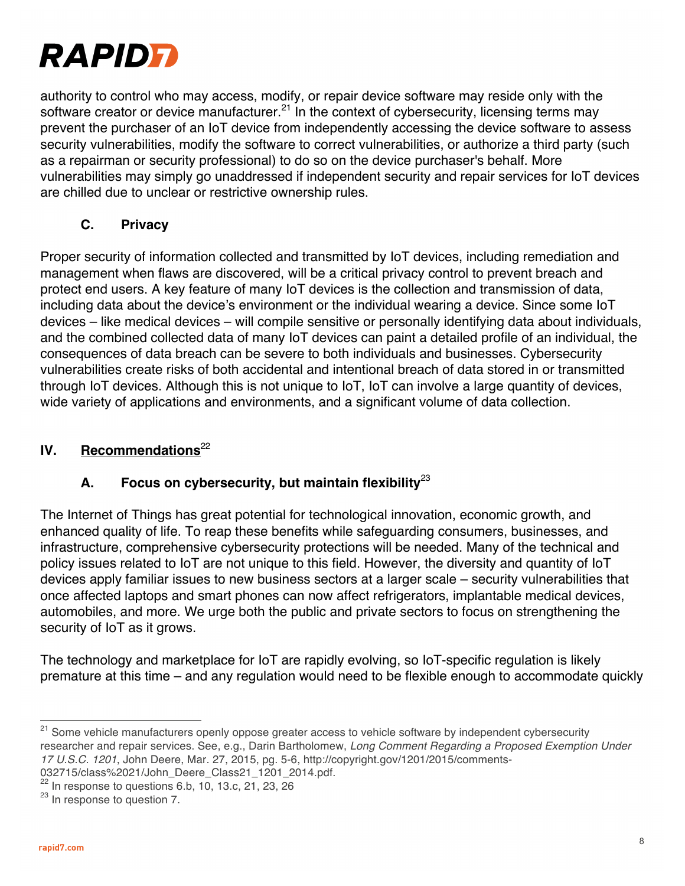authority to control who may access, modify, or repair device software may reside only with the software creator or device manufacturer.[21] In the context of cybersecurity, licensing terms may prevent the purchaser of an IoT device from independently accessing the device software to assess security vulnerabilities, modify the software to correct vulnerabilities, or authorize a third party (such as a repairman or security professional) to do so on the device purchaser's behalf. More vulnerabilities may simply go unaddressed if independent security and repair services for IoT devices are chilled due to unclear or restrictive ownership rules.

### C. Privacy

Proper security of information collected and transmitted by IoT devices, including remediation and management when flaws are discovered, will be a critical privacy control to prevent breach and protect end users. A key feature of many IoT devices is the collection and transmission of data, including data about the device's environment or the individual wearing a device. Since some IoT devices – like medical devices – will compile sensitive or personally identifying data about individuals, and the combined collected data of many IoT devices can paint a detailed profile of an individual, the consequences of data breach can be severe to both individuals and businesses. Cybersecurity vulnerabilities create risks of both accidental and intentional breach of data stored in or transmitted through IoT devices. Although this is not unique to IoT, IoT can involve a large quantity of devices, wide variety of applications and environments, and a significant volume of data collection.

## IV. Recommendations[22]

### A. Focus on cybersecurity, but maintain flexibility[23]

The Internet of Things has great potential for technological innovation, economic growth, and enhanced quality of life. To reap these benefits while safeguarding consumers, businesses, and infrastructure, comprehensive cybersecurity protections will be needed. Many of the technical and policy issues related to IoT are not unique to this field. However, the diversity and quantity of IoT devices apply familiar issues to new business sectors at a larger scale – security vulnerabilities that once affected laptops and smart phones can now affect refrigerators, implantable medical devices, automobiles, and more. We urge both the public and private sectors to focus on strengthening the security of IoT as it grows.

The technology and marketplace for IoT are rapidly evolving, so IoT-specific regulation is likely premature at this time – and any regulation would need to be flexible enough to accommodate quickly

---

[21] Some vehicle manufacturers openly oppose greater access to vehicle software by independent cybersecurity researcher and repair services. See, e.g., Darin Bartholomew, *Long Comment Regarding a Proposed Exemption Under 17 U.S.C. 1201*, John Deere, Mar. 27, 2015, pg. 5-6, http://copyright.gov/1201/2015/comments-032715/class%2021/John_Deere_Class21_1201_2014.pdf.

[22] In response to questions 6.b, 10, 13.c, 21, 23, 26

[23] In response to question 7.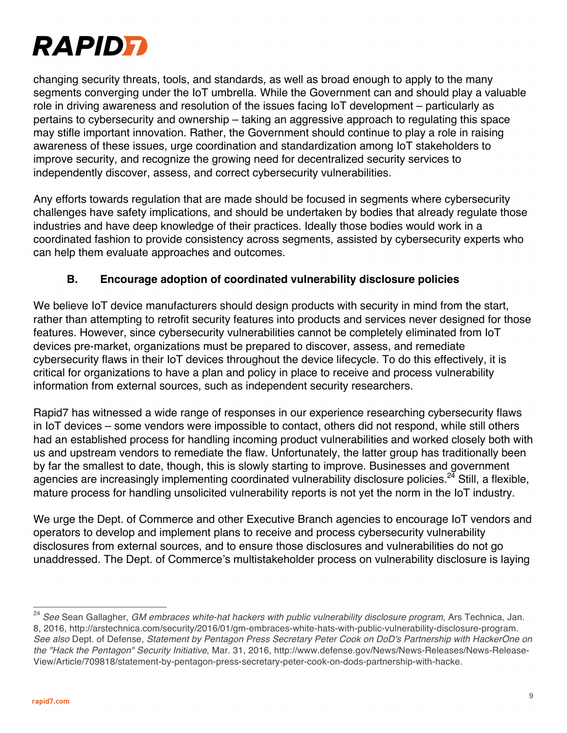changing security threats, tools, and standards, as well as broad enough to apply to the many segments converging under the IoT umbrella. While the Government can and should play a valuable role in driving awareness and resolution of the issues facing IoT development – particularly as pertains to cybersecurity and ownership – taking an aggressive approach to regulating this space may stifle important innovation. Rather, the Government should continue to play a role in raising awareness of these issues, urge coordination and standardization among IoT stakeholders to improve security, and recognize the growing need for decentralized security services to independently discover, assess, and correct cybersecurity vulnerabilities.

Any efforts towards regulation that are made should be focused in segments where cybersecurity challenges have safety implications, and should be undertaken by bodies that already regulate those industries and have deep knowledge of their practices. Ideally those bodies would work in a coordinated fashion to provide consistency across segments, assisted by cybersecurity experts who can help them evaluate approaches and outcomes.

### B. Encourage adoption of coordinated vulnerability disclosure policies

We believe IoT device manufacturers should design products with security in mind from the start, rather than attempting to retrofit security features into products and services never designed for those features. However, since cybersecurity vulnerabilities cannot be completely eliminated from IoT devices pre-market, organizations must be prepared to discover, assess, and remediate cybersecurity flaws in their IoT devices throughout the device lifecycle. To do this effectively, it is critical for organizations to have a plan and policy in place to receive and process vulnerability information from external sources, such as independent security researchers.

Rapid7 has witnessed a wide range of responses in our experience researching cybersecurity flaws in IoT devices – some vendors were impossible to contact, others did not respond, while still others had an established process for handling incoming product vulnerabilities and worked closely both with us and upstream vendors to remediate the flaw. Unfortunately, the latter group has traditionally been by far the smallest to date, though, this is slowly starting to improve. Businesses and government agencies are increasingly implementing coordinated vulnerability disclosure policies.[24] Still, a flexible, mature process for handling unsolicited vulnerability reports is not yet the norm in the IoT industry.

We urge the Dept. of Commerce and other Executive Branch agencies to encourage IoT vendors and operators to develop and implement plans to receive and process cybersecurity vulnerability disclosures from external sources, and to ensure those disclosures and vulnerabilities do not go unaddressed. The Dept. of Commerce's multistakeholder process on vulnerability disclosure is laying

---

[24] *See* Sean Gallagher, *GM embraces white-hat hackers with public vulnerability disclosure program*, Ars Technica, Jan. 8, 2016, http://arstechnica.com/security/2016/01/gm-embraces-white-hats-with-public-vulnerability-disclosure-program. *See also* Dept. of Defense, *Statement by Pentagon Press Secretary Peter Cook on DoD's Partnership with HackerOne on the "Hack the Pentagon" Security Initiative*, Mar. 31, 2016, http://www.defense.gov/News/News-Releases/News-Release-View/Article/709818/statement-by-pentagon-press-secretary-peter-cook-on-dods-partnership-with-hacke.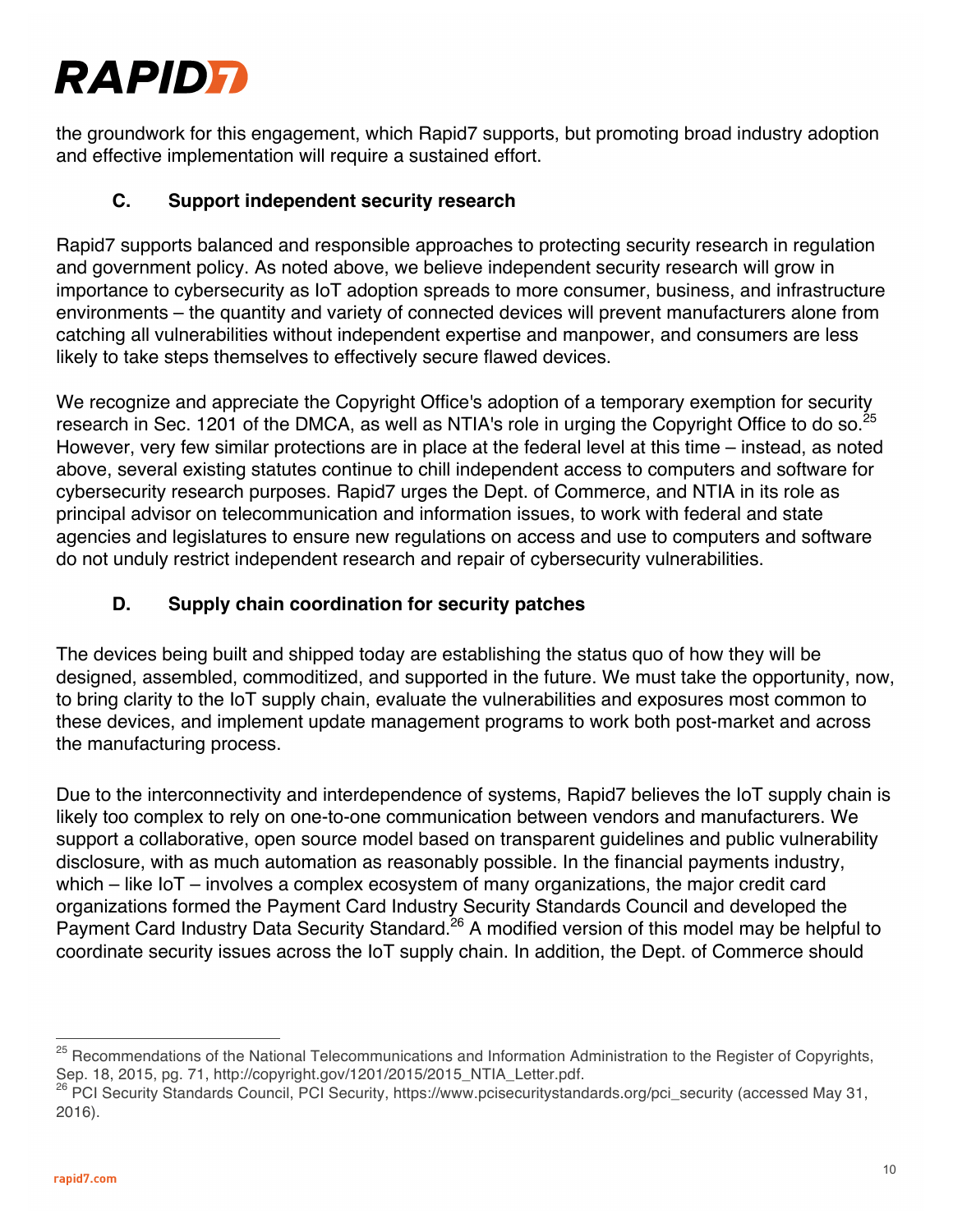the groundwork for this engagement, which Rapid7 supports, but promoting broad industry adoption and effective implementation will require a sustained effort.

### C. Support independent security research

Rapid7 supports balanced and responsible approaches to protecting security research in regulation and government policy. As noted above, we believe independent security research will grow in importance to cybersecurity as IoT adoption spreads to more consumer, business, and infrastructure environments – the quantity and variety of connected devices will prevent manufacturers alone from catching all vulnerabilities without independent expertise and manpower, and consumers are less likely to take steps themselves to effectively secure flawed devices.

We recognize and appreciate the Copyright Office's adoption of a temporary exemption for security research in Sec. 1201 of the DMCA, as well as NTIA's role in urging the Copyright Office to do so.[25] However, very few similar protections are in place at the federal level at this time – instead, as noted above, several existing statutes continue to chill independent access to computers and software for cybersecurity research purposes. Rapid7 urges the Dept. of Commerce, and NTIA in its role as principal advisor on telecommunication and information issues, to work with federal and state agencies and legislatures to ensure new regulations on access and use to computers and software do not unduly restrict independent research and repair of cybersecurity vulnerabilities.

### D. Supply chain coordination for security patches

The devices being built and shipped today are establishing the status quo of how they will be designed, assembled, commoditized, and supported in the future. We must take the opportunity, now, to bring clarity to the IoT supply chain, evaluate the vulnerabilities and exposures most common to these devices, and implement update management programs to work both post-market and across the manufacturing process.

Due to the interconnectivity and interdependence of systems, Rapid7 believes the IoT supply chain is likely too complex to rely on one-to-one communication between vendors and manufacturers. We support a collaborative, open source model based on transparent guidelines and public vulnerability disclosure, with as much automation as reasonably possible. In the financial payments industry, which – like IoT – involves a complex ecosystem of many organizations, the major credit card organizations formed the Payment Card Industry Security Standards Council and developed the Payment Card Industry Data Security Standard.[26] A modified version of this model may be helpful to coordinate security issues across the IoT supply chain. In addition, the Dept. of Commerce should

---

[25] Recommendations of the National Telecommunications and Information Administration to the Register of Copyrights, Sep. 18, 2015, pg. 71, http://copyright.gov/1201/2015/2015_NTIA_Letter.pdf.

[26] PCI Security Standards Council, PCI Security, https://www.pcisecuritystandards.org/pci_security (accessed May 31, 2016).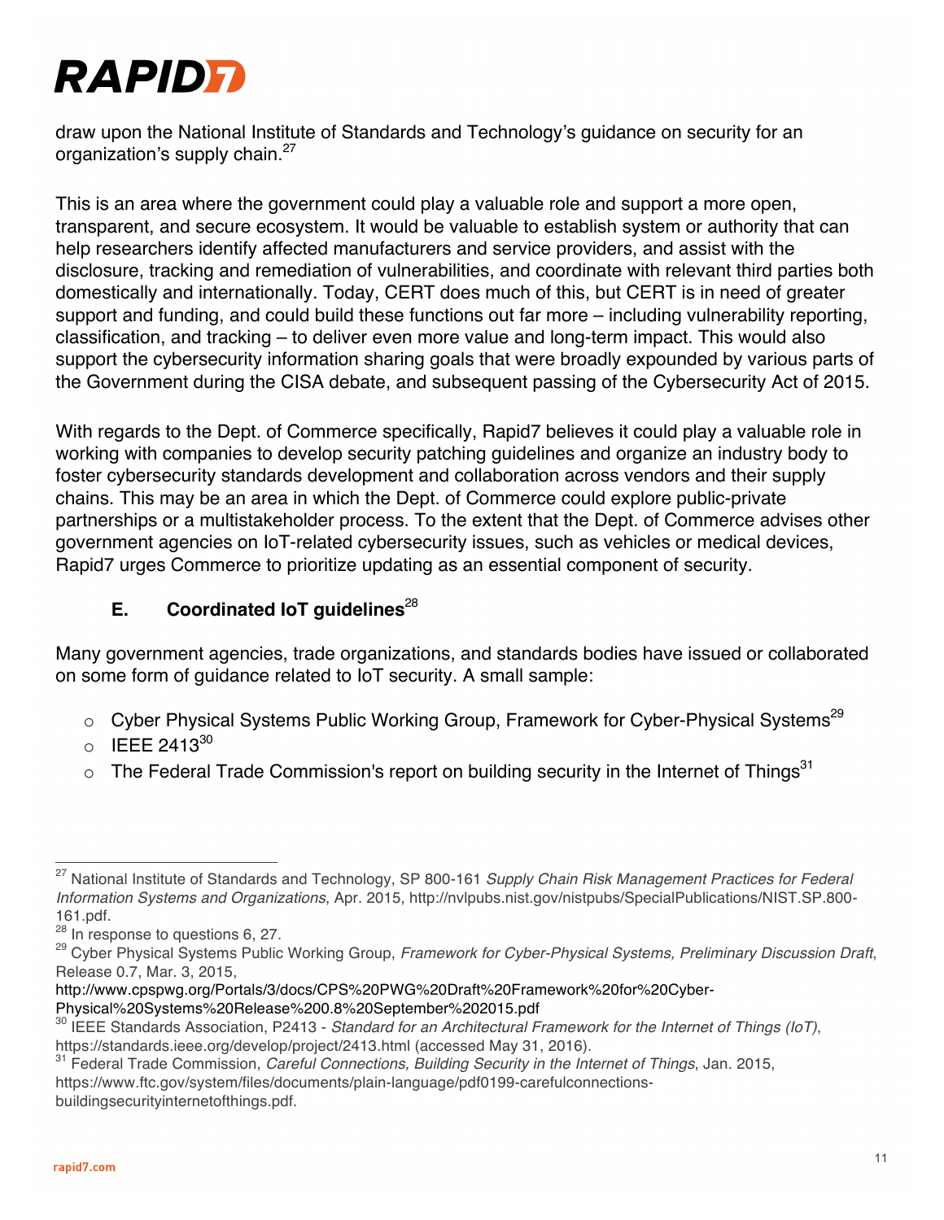draw upon the National Institute of Standards and Technology's guidance on security for an organization's supply chain.[27]

This is an area where the government could play a valuable role and support a more open, transparent, and secure ecosystem. It would be valuable to establish system or authority that can help researchers identify affected manufacturers and service providers, and assist with the disclosure, tracking and remediation of vulnerabilities, and coordinate with relevant third parties both domestically and internationally. Today, CERT does much of this, but CERT is in need of greater support and funding, and could build these functions out far more – including vulnerability reporting, classification, and tracking – to deliver even more value and long-term impact. This would also support the cybersecurity information sharing goals that were broadly expounded by various parts of the Government during the CISA debate, and subsequent passing of the Cybersecurity Act of 2015.

With regards to the Dept. of Commerce specifically, Rapid7 believes it could play a valuable role in working with companies to develop security patching guidelines and organize an industry body to foster cybersecurity standards development and collaboration across vendors and their supply chains. This may be an area in which the Dept. of Commerce could explore public-private partnerships or a multistakeholder process. To the extent that the Dept. of Commerce advises other government agencies on IoT-related cybersecurity issues, such as vehicles or medical devices, Rapid7 urges Commerce to prioritize updating as an essential component of security.

### E. Coordinated IoT guidelines[28]

Many government agencies, trade organizations, and standards bodies have issued or collaborated on some form of guidance related to IoT security. A small sample:

- Cyber Physical Systems Public Working Group, Framework for Cyber-Physical Systems[29]
- IEEE 2413[30]
- The Federal Trade Commission's report on building security in the Internet of Things[31]

---

[27] National Institute of Standards and Technology, SP 800-161 *Supply Chain Risk Management Practices for Federal Information Systems and Organizations*, Apr. 2015, http://nvlpubs.nist.gov/nistpubs/SpecialPublications/NIST.SP.800-161.pdf.

[28] In response to questions 6, 27.

[29] Cyber Physical Systems Public Working Group, *Framework for Cyber-Physical Systems, Preliminary Discussion Draft*, Release 0.7, Mar. 3, 2015, http://www.cpspwg.org/Portals/3/docs/CPS%20PWG%20Draft%20Framework%20for%20Cyber-Physical%20Systems%20Release%200.8%20September%202015.pdf

[30] IEEE Standards Association, P2413 - *Standard for an Architectural Framework for the Internet of Things (IoT)*, https://standards.ieee.org/develop/project/2413.html (accessed May 31, 2016).

[31] Federal Trade Commission, *Careful Connections, Building Security in the Internet of Things*, Jan. 2015, https://www.ftc.gov/system/files/documents/plain-language/pdf0199-carefulconnections-buildingsecurityinternetofthings.pdf.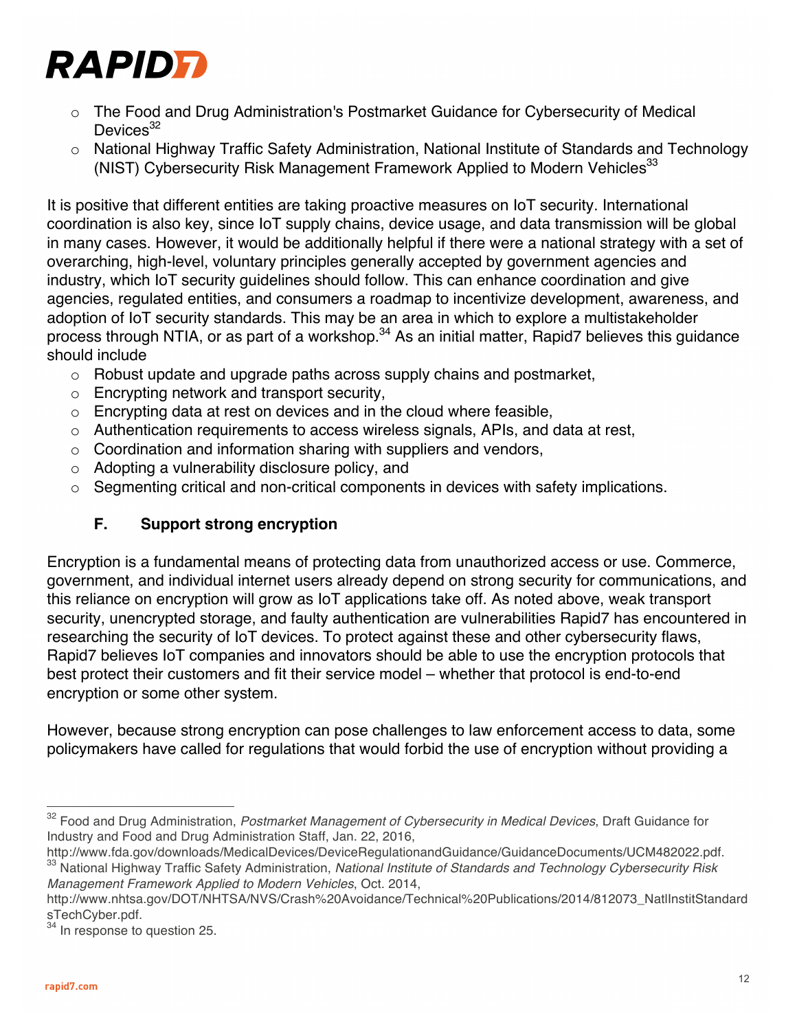- The Food and Drug Administration's Postmarket Guidance for Cybersecurity of Medical Devices[32]
- National Highway Traffic Safety Administration, National Institute of Standards and Technology (NIST) Cybersecurity Risk Management Framework Applied to Modern Vehicles[33]

It is positive that different entities are taking proactive measures on IoT security. International coordination is also key, since IoT supply chains, device usage, and data transmission will be global in many cases. However, it would be additionally helpful if there were a national strategy with a set of overarching, high-level, voluntary principles generally accepted by government agencies and industry, which IoT security guidelines should follow. This can enhance coordination and give agencies, regulated entities, and consumers a roadmap to incentivize development, awareness, and adoption of IoT security standards. This may be an area in which to explore a multistakeholder process through NTIA, or as part of a workshop.[34] As an initial matter, Rapid7 believes this guidance should include

- Robust update and upgrade paths across supply chains and postmarket,
- Encrypting network and transport security,
- Encrypting data at rest on devices and in the cloud where feasible,
- Authentication requirements to access wireless signals, APIs, and data at rest,
- Coordination and information sharing with suppliers and vendors,
- Adopting a vulnerability disclosure policy, and
- Segmenting critical and non-critical components in devices with safety implications.

### F. Support strong encryption

Encryption is a fundamental means of protecting data from unauthorized access or use. Commerce, government, and individual internet users already depend on strong security for communications, and this reliance on encryption will grow as IoT applications take off. As noted above, weak transport security, unencrypted storage, and faulty authentication are vulnerabilities Rapid7 has encountered in researching the security of IoT devices. To protect against these and other cybersecurity flaws, Rapid7 believes IoT companies and innovators should be able to use the encryption protocols that best protect their customers and fit their service model – whether that protocol is end-to-end encryption or some other system.

However, because strong encryption can pose challenges to law enforcement access to data, some policymakers have called for regulations that would forbid the use of encryption without providing a

---

[32] Food and Drug Administration, *Postmarket Management of Cybersecurity in Medical Devices*, Draft Guidance for Industry and Food and Drug Administration Staff, Jan. 22, 2016, http://www.fda.gov/downloads/MedicalDevices/DeviceRegulationandGuidance/GuidanceDocuments/UCM482022.pdf.

[33] National Highway Traffic Safety Administration, *National Institute of Standards and Technology Cybersecurity Risk Management Framework Applied to Modern Vehicles*, Oct. 2014, http://www.nhtsa.gov/DOT/NHTSA/NVS/Crash%20Avoidance/Technical%20Publications/2014/812073_NatlInstitStandardsTechCyber.pdf.

[34] In response to question 25.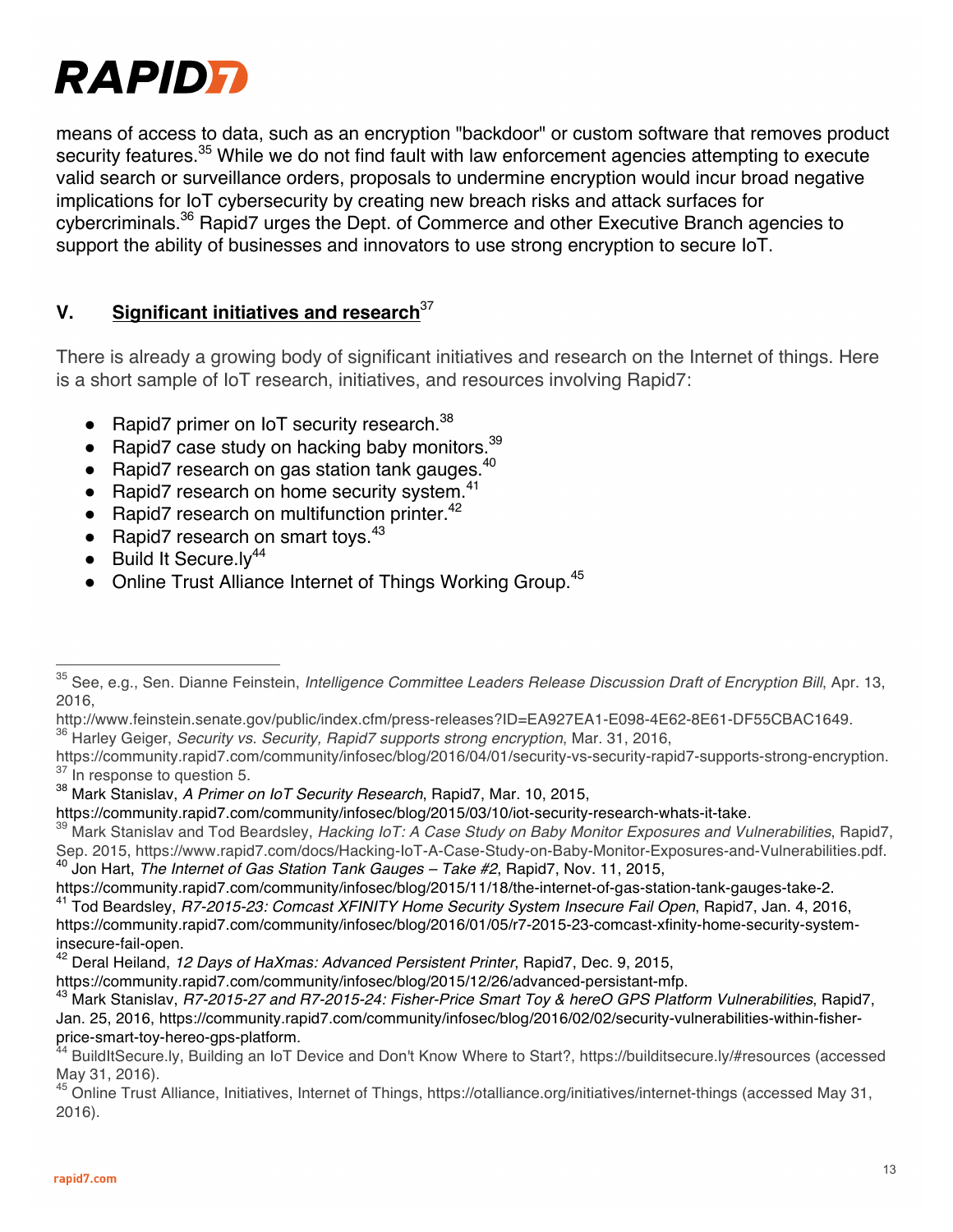means of access to data, such as an encryption "backdoor" or custom software that removes product security features.[35] While we do not find fault with law enforcement agencies attempting to execute valid search or surveillance orders, proposals to undermine encryption would incur broad negative implications for IoT cybersecurity by creating new breach risks and attack surfaces for cybercriminals.[36] Rapid7 urges the Dept. of Commerce and other Executive Branch agencies to support the ability of businesses and innovators to use strong encryption to secure IoT.

## V. <u>Significant initiatives and research</u>[37]

There is already a growing body of significant initiatives and research on the Internet of things. Here is a short sample of IoT research, initiatives, and resources involving Rapid7:

- Rapid7 primer on IoT security research.[38]
- Rapid7 case study on hacking baby monitors.[39]
- Rapid7 research on gas station tank gauges.[40]
- Rapid7 research on home security system.[41]
- Rapid7 research on multifunction printer.[42]
- Rapid7 research on smart toys.[43]
- Build It Secure.ly[44]
- Online Trust Alliance Internet of Things Working Group.[45]

---

[35] See, e.g., Sen. Dianne Feinstein, *Intelligence Committee Leaders Release Discussion Draft of Encryption Bill*, Apr. 13, 2016,
http://www.feinstein.senate.gov/public/index.cfm/press-releases?ID=EA927EA1-E098-4E62-8E61-DF55CBAC1649.

[36] Harley Geiger, *Security vs. Security, Rapid7 supports strong encryption*, Mar. 31, 2016,
https://community.rapid7.com/community/infosec/blog/2016/04/01/security-vs-security-rapid7-supports-strong-encryption.

[37] In response to question 5.

[38] Mark Stanislav, *A Primer on IoT Security Research*, Rapid7, Mar. 10, 2015,
https://community.rapid7.com/community/infosec/blog/2015/03/10/iot-security-research-whats-it-take.

[39] Mark Stanislav and Tod Beardsley, *Hacking IoT: A Case Study on Baby Monitor Exposures and Vulnerabilities*, Rapid7, Sep. 2015, https://www.rapid7.com/docs/Hacking-IoT-A-Case-Study-on-Baby-Monitor-Exposures-and-Vulnerabilities.pdf.

[40] Jon Hart, *The Internet of Gas Station Tank Gauges – Take #2*, Rapid7, Nov. 11, 2015,
https://community.rapid7.com/community/infosec/blog/2015/11/18/the-internet-of-gas-station-tank-gauges-take-2.

[41] Tod Beardsley, *R7-2015-23: Comcast XFINITY Home Security System Insecure Fail Open*, Rapid7, Jan. 4, 2016,
https://community.rapid7.com/community/infosec/blog/2016/01/05/r7-2015-23-comcast-xfinity-home-security-system-insecure-fail-open.

[42] Deral Heiland, *12 Days of HaXmas: Advanced Persistent Printer*, Rapid7, Dec. 9, 2015,
https://community.rapid7.com/community/infosec/blog/2015/12/26/advanced-persistant-mfp.

[43] Mark Stanislav, *R7-2015-27 and R7-2015-24: Fisher-Price Smart Toy & hereO GPS Platform Vulnerabilities*, Rapid7, Jan. 25, 2016, https://community.rapid7.com/community/infosec/blog/2016/02/02/security-vulnerabilities-within-fisher-price-smart-toy-hereo-gps-platform.

[44] BuildItSecure.ly, Building an IoT Device and Don't Know Where to Start?, https://builditsecure.ly/#resources (accessed May 31, 2016).

[45] Online Trust Alliance, Initiatives, Internet of Things, https://otalliance.org/initiatives/internet-things (accessed May 31, 2016).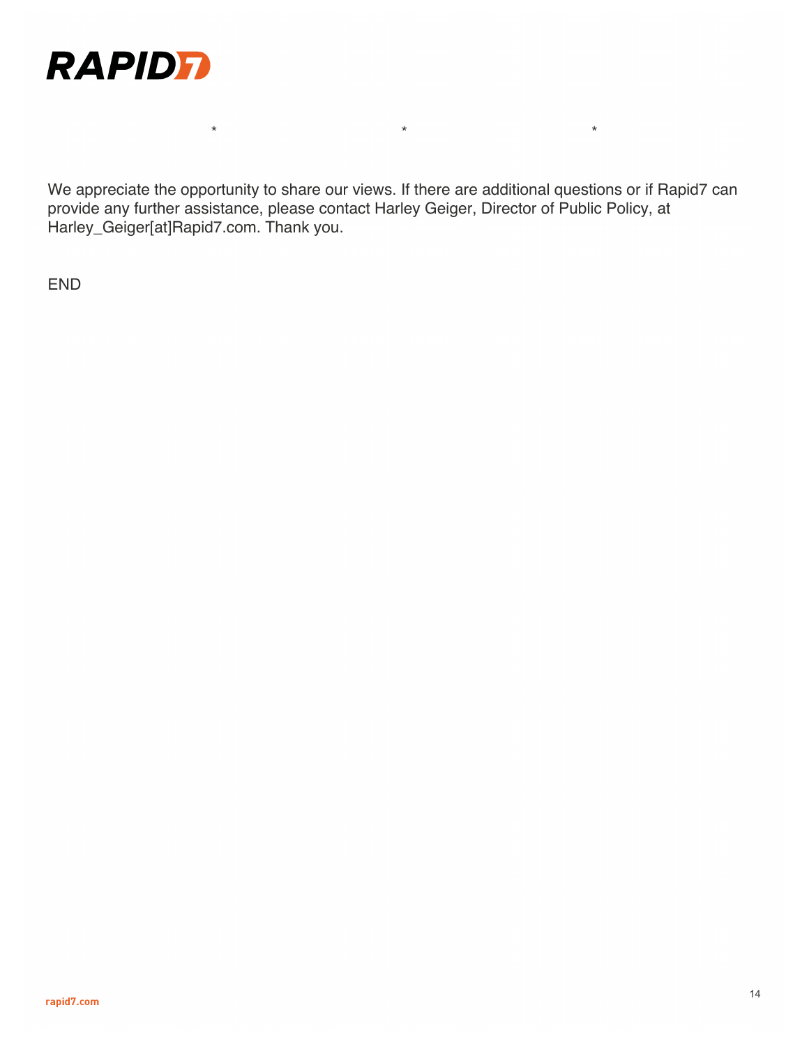\*        \*        \*

We appreciate the opportunity to share our views. If there are additional questions or if Rapid7 can provide any further assistance, please contact Harley Geiger, Director of Public Policy, at Harley_Geiger[at]Rapid7.com. Thank you.

END